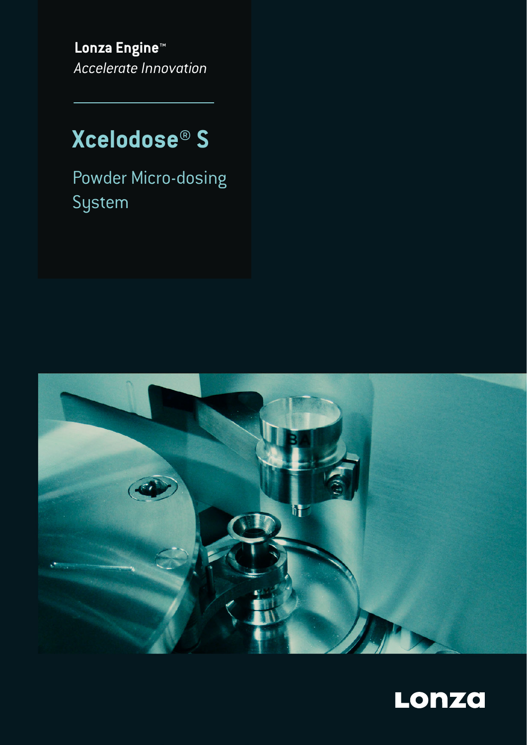**Lonza Engine™**
*Accelerate Innovation*

# Xcelodose® S

## Powder Micro-dosing System

Lonza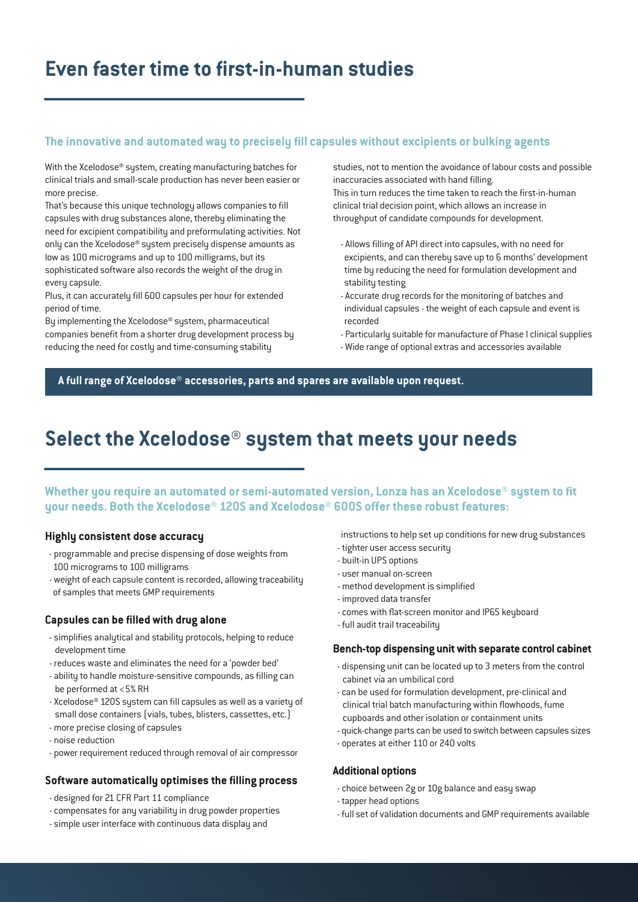# Even faster time to first-in-human studies

### The innovative and automated way to precisely fill capsules without excipients or bulking agents

With the Xcelodose® system, creating manufacturing batches for clinical trials and small-scale production has never been easier or more precise.

That's because this unique technology allows companies to fill capsules with drug substances alone, thereby eliminating the need for excipient compatibility and preformulating activities. Not only can the Xcelodose® system precisely dispense amounts as low as 100 micrograms and up to 100 milligrams, but its sophisticated software also records the weight of the drug in every capsule.

Plus, it can accurately fill 600 capsules per hour for extended period of time.

By implementing the Xcelodose® system, pharmaceutical companies benefit from a shorter drug development process by reducing the need for costly and time-consuming stability studies, not to mention the avoidance of labour costs and possible inaccuracies associated with hand filling.

This in turn reduces the time taken to reach the first-in-human clinical trial decision point, which allows an increase in throughput of candidate compounds for development.

- Allows filling of API direct into capsules, with no need for excipients, and can thereby save up to 6 months' development time by reducing the need for formulation development and stability testing
- Accurate drug records for the monitoring of batches and individual capsules - the weight of each capsule and event is recorded
- Particularly suitable for manufacture of Phase I clinical supplies
- Wide range of optional extras and accessories available

**A full range of Xcelodose® accessories, parts and spares are available upon request.**

# Select the Xcelodose® system that meets your needs

### Whether you require an automated or semi-automated version, Lonza has an Xcelodose® system to fit your needs. Both the Xcelodose® 120S and Xcelodose® 600S offer these robust features:

#### Highly consistent dose accuracy

- programmable and precise dispensing of dose weights from 100 micrograms to 100 milligrams
- weight of each capsule content is recorded, allowing traceability of samples that meets GMP requirements

#### Capsules can be filled with drug alone

- simplifies analytical and stability protocols, helping to reduce development time
- reduces waste and eliminates the need for a 'powder bed'
- ability to handle moisture-sensitive compounds, as filling can be performed at <5% RH
- Xcelodose® 120S system can fill capsules as well as a variety of small dose containers (vials, tubes, blisters, cassettes, etc.)
- more precise closing of capsules
- noise reduction
- power requirement reduced through removal of air compressor

#### Software automatically optimises the filling process

- designed for 21 CFR Part 11 compliance
- compensates for any variability in drug powder properties
- simple user interface with continuous data display and instructions to help set up conditions for new drug substances
- tighter user access security
- built-in UPS options
- user manual on-screen
- method development is simplified
- improved data transfer
- comes with flat-screen monitor and IP65 keyboard
- full audit trail traceability

#### Bench-top dispensing unit with separate control cabinet

- dispensing unit can be located up to 3 meters from the control cabinet via an umbilical cord
- can be used for formulation development, pre-clinical and clinical trial batch manufacturing within flowhoods, fume cupboards and other isolation or containment units
- quick-change parts can be used to switch between capsules sizes
- operates at either 110 or 240 volts

#### Additional options

- choice between 2g or 10g balance and easy swap
- tapper head options
- full set of validation documents and GMP requirements available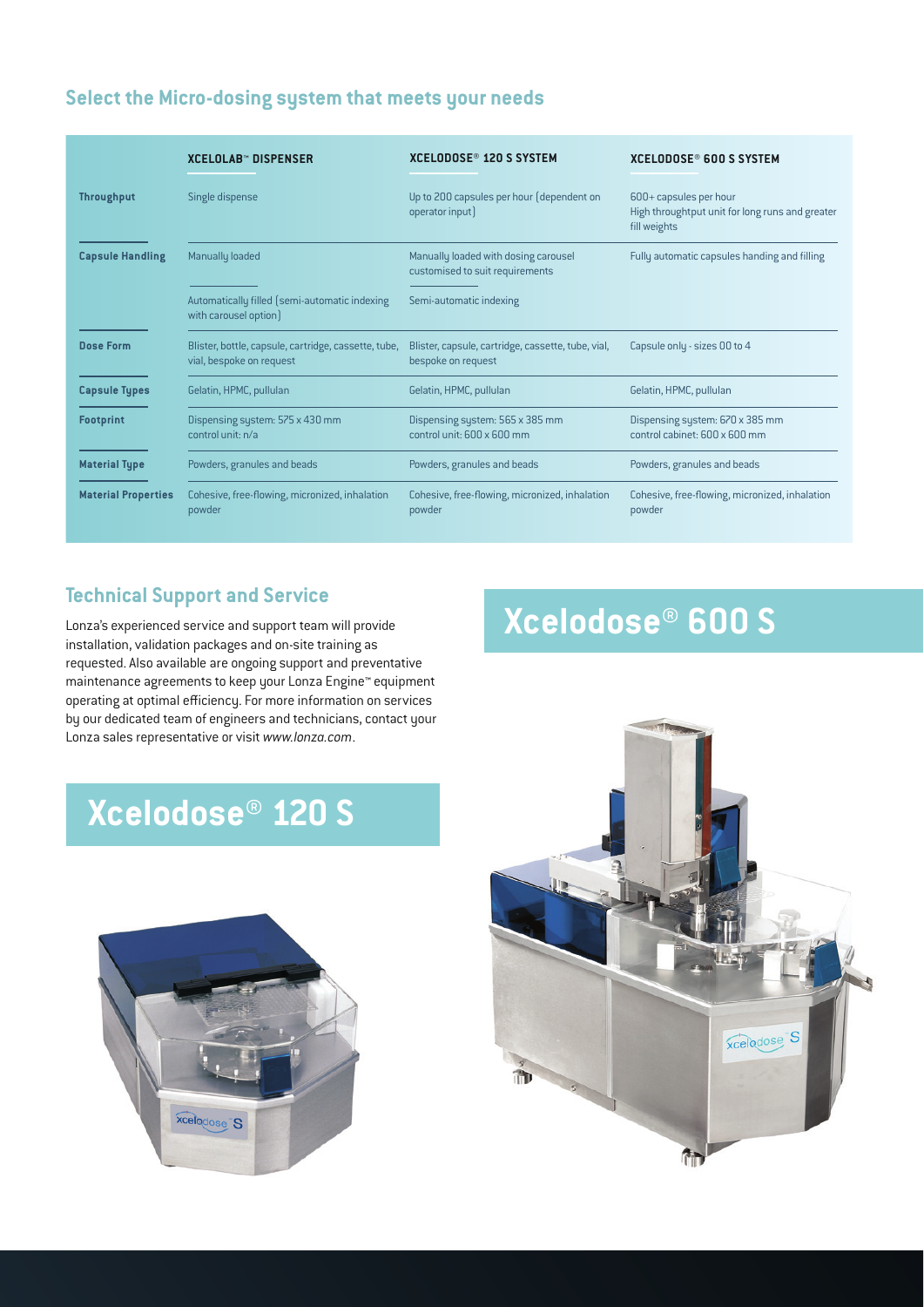## Select the Micro-dosing system that meets your needs

| | XCELOLAB™ DISPENSER | XCELODOSE® 120 S SYSTEM | XCELODOSE® 600 S SYSTEM |
|---|---|---|---|
| **Throughput** | Single dispense | Up to 200 capsules per hour (dependent on operator input) | 600+ capsules per hour<br>High throughtput unit for long runs and greater fill weights |
| **Capsule Handling** | Manually loaded<br>Automatically filled (semi-automatic indexing with carousel option) | Manually loaded with dosing carousel customised to suit requirements<br>Semi-automatic indexing | Fully automatic capsules handing and filling |
| **Dose Form** | Blister, bottle, capsule, cartridge, cassette, tube, vial, bespoke on request | Blister, capsule, cartridge, cassette, tube, vial, bespoke on request | Capsule only - sizes 00 to 4 |
| **Capsule Types** | Gelatin, HPMC, pullulan | Gelatin, HPMC, pullulan | Gelatin, HPMC, pullulan |
| **Footprint** | Dispensing system: 575 x 430 mm<br>control unit: n/a | Dispensing system: 565 x 385 mm<br>control unit: 600 x 600 mm | Dispensing system: 670 x 385 mm<br>control cabinet: 600 x 600 mm |
| **Material Type** | Powders, granules and beads | Powders, granules and beads | Powders, granules and beads |
| **Material Properties** | Cohesive, free-flowing, micronized, inhalation powder | Cohesive, free-flowing, micronized, inhalation powder | Cohesive, free-flowing, micronized, inhalation powder |

## Technical Support and Service

Lonza's experienced service and support team will provide installation, validation packages and on-site training as requested. Also available are ongoing support and preventative maintenance agreements to keep your Lonza Engine™ equipment operating at optimal efficiency. For more information on services by our dedicated team of engineers and technicians, contact your Lonza sales representative or visit *www.lonza.com*.

# Xcelodose® 120 S

# Xcelodose® 600 S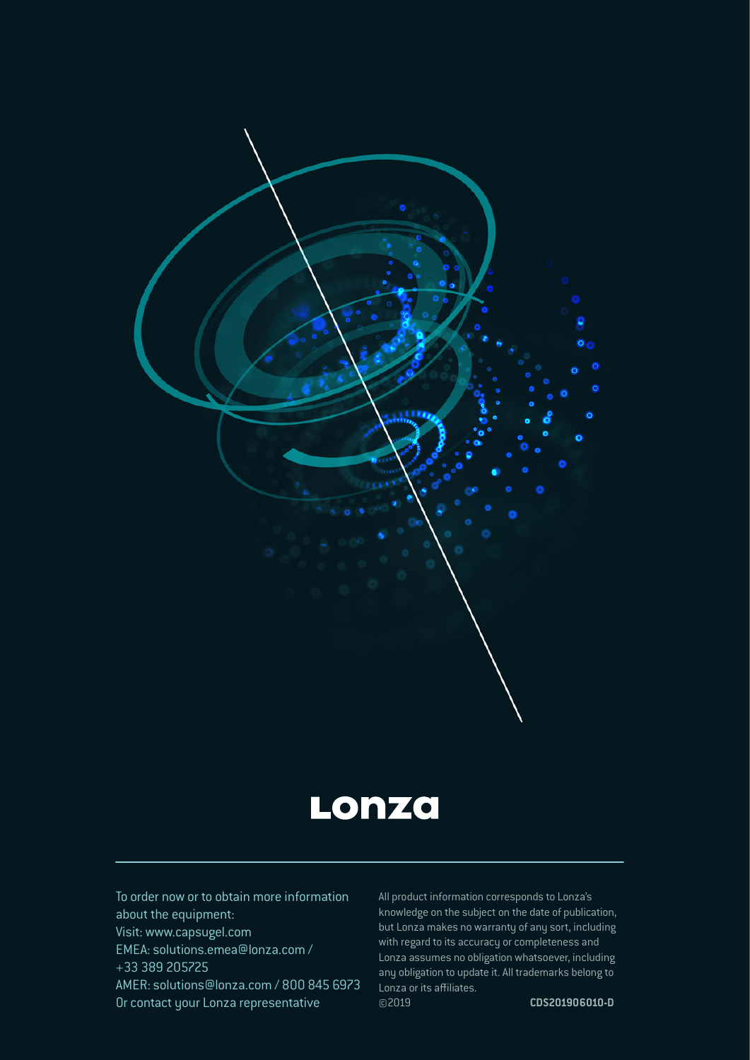Lonza

To order now or to obtain more information about the equipment:
Visit: www.capsugel.com
EMEA: solutions.emea@lonza.com / +33 389 205725
AMER: solutions@lonza.com / 800 845 6973
Or contact your Lonza representative

All product information corresponds to Lonza's knowledge on the subject on the date of publication, but Lonza makes no warranty of any sort, including with regard to its accuracy or completeness and Lonza assumes no obligation whatsoever, including any obligation to update it. All trademarks belong to Lonza or its affiliates.
©2019

**CDS201906010-D**